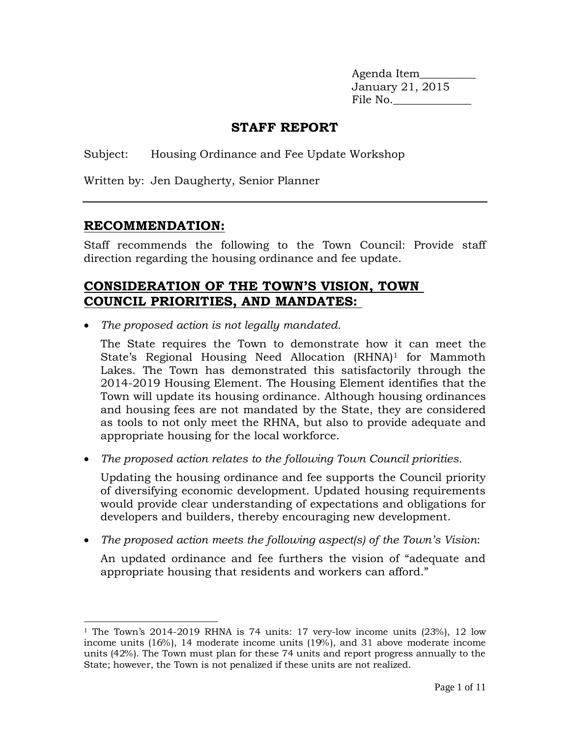Agenda Item__________
January 21, 2015
File No.______________

# STAFF REPORT

Subject: Housing Ordinance and Fee Update Workshop

Written by: Jen Daugherty, Senior Planner

---

## RECOMMENDATION:

Staff recommends the following to the Town Council: Provide staff direction regarding the housing ordinance and fee update.

## CONSIDERATION OF THE TOWN'S VISION, TOWN COUNCIL PRIORITIES, AND MANDATES:

- *The proposed action is not legally mandated.*

  The State requires the Town to demonstrate how it can meet the State's Regional Housing Need Allocation (RHNA)[1] for Mammoth Lakes. The Town has demonstrated this satisfactorily through the 2014-2019 Housing Element. The Housing Element identifies that the Town will update its housing ordinance. Although housing ordinances and housing fees are not mandated by the State, they are considered as tools to not only meet the RHNA, but also to provide adequate and appropriate housing for the local workforce.

- *The proposed action relates to the following Town Council priorities.*

  Updating the housing ordinance and fee supports the Council priority of diversifying economic development. Updated housing requirements would provide clear understanding of expectations and obligations for developers and builders, thereby encouraging new development.

- *The proposed action meets the following aspect(s) of the Town's Vision*:

  An updated ordinance and fee furthers the vision of "adequate and appropriate housing that residents and workers can afford."

---

[1] The Town's 2014-2019 RHNA is 74 units: 17 very-low income units (23%), 12 low income units (16%), 14 moderate income units (19%), and 31 above moderate income units (42%). The Town must plan for these 74 units and report progress annually to the State; however, the Town is not penalized if these units are not realized.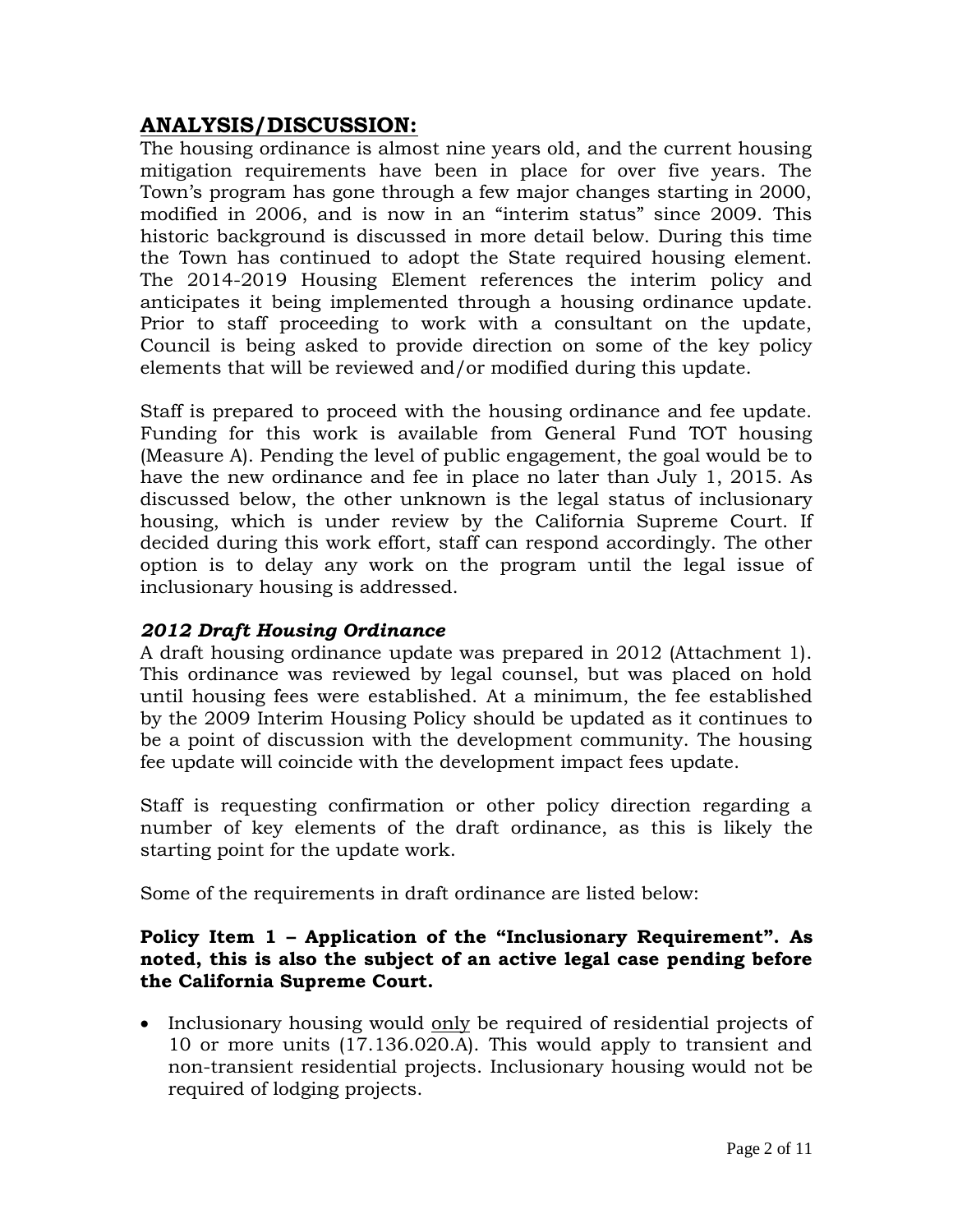## ANALYSIS/DISCUSSION:

The housing ordinance is almost nine years old, and the current housing mitigation requirements have been in place for over five years. The Town's program has gone through a few major changes starting in 2000, modified in 2006, and is now in an "interim status" since 2009. This historic background is discussed in more detail below. During this time the Town has continued to adopt the State required housing element. The 2014-2019 Housing Element references the interim policy and anticipates it being implemented through a housing ordinance update. Prior to staff proceeding to work with a consultant on the update, Council is being asked to provide direction on some of the key policy elements that will be reviewed and/or modified during this update.

Staff is prepared to proceed with the housing ordinance and fee update. Funding for this work is available from General Fund TOT housing (Measure A). Pending the level of public engagement, the goal would be to have the new ordinance and fee in place no later than July 1, 2015. As discussed below, the other unknown is the legal status of inclusionary housing, which is under review by the California Supreme Court. If decided during this work effort, staff can respond accordingly. The other option is to delay any work on the program until the legal issue of inclusionary housing is addressed.

### *2012 Draft Housing Ordinance*

A draft housing ordinance update was prepared in 2012 (Attachment 1). This ordinance was reviewed by legal counsel, but was placed on hold until housing fees were established. At a minimum, the fee established by the 2009 Interim Housing Policy should be updated as it continues to be a point of discussion with the development community. The housing fee update will coincide with the development impact fees update.

Staff is requesting confirmation or other policy direction regarding a number of key elements of the draft ordinance, as this is likely the starting point for the update work.

Some of the requirements in draft ordinance are listed below:

**Policy Item 1 – Application of the "Inclusionary Requirement". As noted, this is also the subject of an active legal case pending before the California Supreme Court.**

- Inclusionary housing would only be required of residential projects of 10 or more units (17.136.020.A). This would apply to transient and non-transient residential projects. Inclusionary housing would not be required of lodging projects.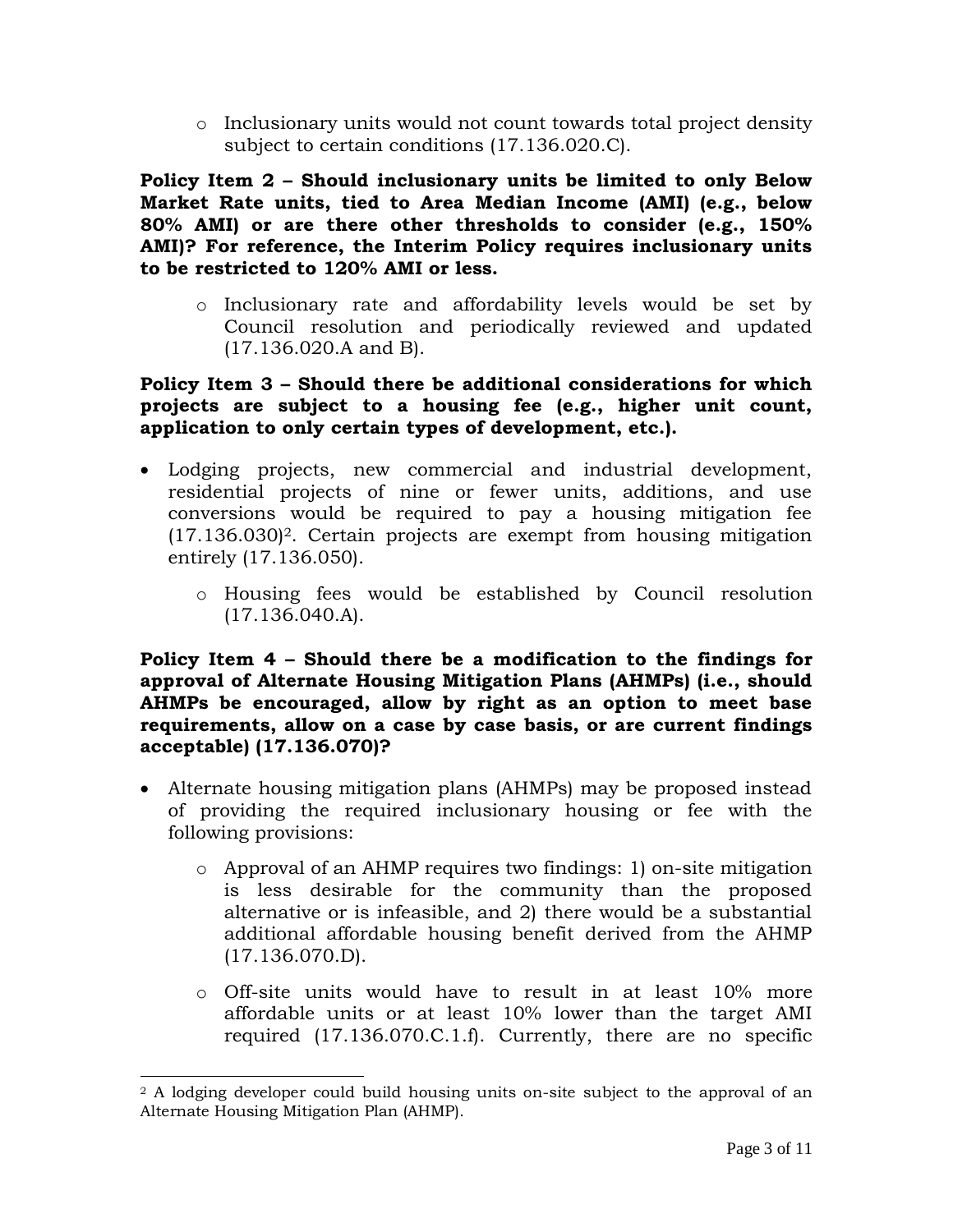- Inclusionary units would not count towards total project density subject to certain conditions (17.136.020.C).

**Policy Item 2 – Should inclusionary units be limited to only Below Market Rate units, tied to Area Median Income (AMI) (e.g., below 80% AMI) or are there other thresholds to consider (e.g., 150% AMI)? For reference, the Interim Policy requires inclusionary units to be restricted to 120% AMI or less.**

- Inclusionary rate and affordability levels would be set by Council resolution and periodically reviewed and updated (17.136.020.A and B).

**Policy Item 3 – Should there be additional considerations for which projects are subject to a housing fee (e.g., higher unit count, application to only certain types of development, etc.).**

- Lodging projects, new commercial and industrial development, residential projects of nine or fewer units, additions, and use conversions would be required to pay a housing mitigation fee (17.136.030)[2]. Certain projects are exempt from housing mitigation entirely (17.136.050).
  - Housing fees would be established by Council resolution (17.136.040.A).

**Policy Item 4 – Should there be a modification to the findings for approval of Alternate Housing Mitigation Plans (AHMPs) (i.e., should AHMPs be encouraged, allow by right as an option to meet base requirements, allow on a case by case basis, or are current findings acceptable) (17.136.070)?**

- Alternate housing mitigation plans (AHMPs) may be proposed instead of providing the required inclusionary housing or fee with the following provisions:
  - Approval of an AHMP requires two findings: 1) on-site mitigation is less desirable for the community than the proposed alternative or is infeasible, and 2) there would be a substantial additional affordable housing benefit derived from the AHMP (17.136.070.D).
  - Off-site units would have to result in at least 10% more affordable units or at least 10% lower than the target AMI required (17.136.070.C.1.f). Currently, there are no specific

[2] A lodging developer could build housing units on-site subject to the approval of an Alternate Housing Mitigation Plan (AHMP).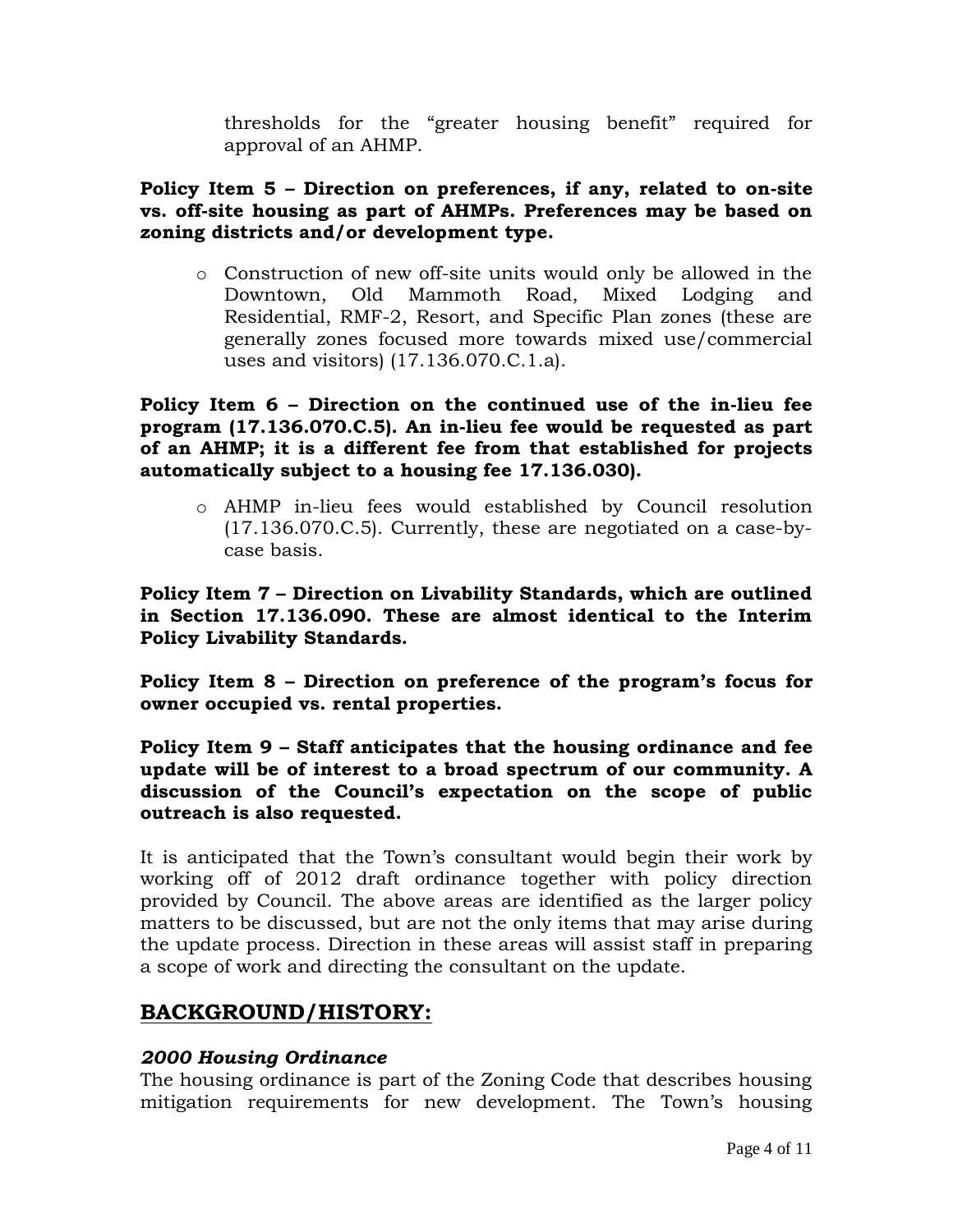thresholds for the "greater housing benefit" required for approval of an AHMP.

**Policy Item 5 – Direction on preferences, if any, related to on-site vs. off-site housing as part of AHMPs. Preferences may be based on zoning districts and/or development type.**

- Construction of new off-site units would only be allowed in the Downtown, Old Mammoth Road, Mixed Lodging and Residential, RMF-2, Resort, and Specific Plan zones (these are generally zones focused more towards mixed use/commercial uses and visitors) (17.136.070.C.1.a).

**Policy Item 6 – Direction on the continued use of the in-lieu fee program (17.136.070.C.5). An in-lieu fee would be requested as part of an AHMP; it is a different fee from that established for projects automatically subject to a housing fee 17.136.030).**

- AHMP in-lieu fees would established by Council resolution (17.136.070.C.5). Currently, these are negotiated on a case-by-case basis.

**Policy Item 7 – Direction on Livability Standards, which are outlined in Section 17.136.090. These are almost identical to the Interim Policy Livability Standards.**

**Policy Item 8 – Direction on preference of the program's focus for owner occupied vs. rental properties.**

**Policy Item 9 – Staff anticipates that the housing ordinance and fee update will be of interest to a broad spectrum of our community. A discussion of the Council's expectation on the scope of public outreach is also requested.**

It is anticipated that the Town's consultant would begin their work by working off of 2012 draft ordinance together with policy direction provided by Council. The above areas are identified as the larger policy matters to be discussed, but are not the only items that may arise during the update process. Direction in these areas will assist staff in preparing a scope of work and directing the consultant on the update.

## BACKGROUND/HISTORY:

### *2000 Housing Ordinance*

The housing ordinance is part of the Zoning Code that describes housing mitigation requirements for new development. The Town's housing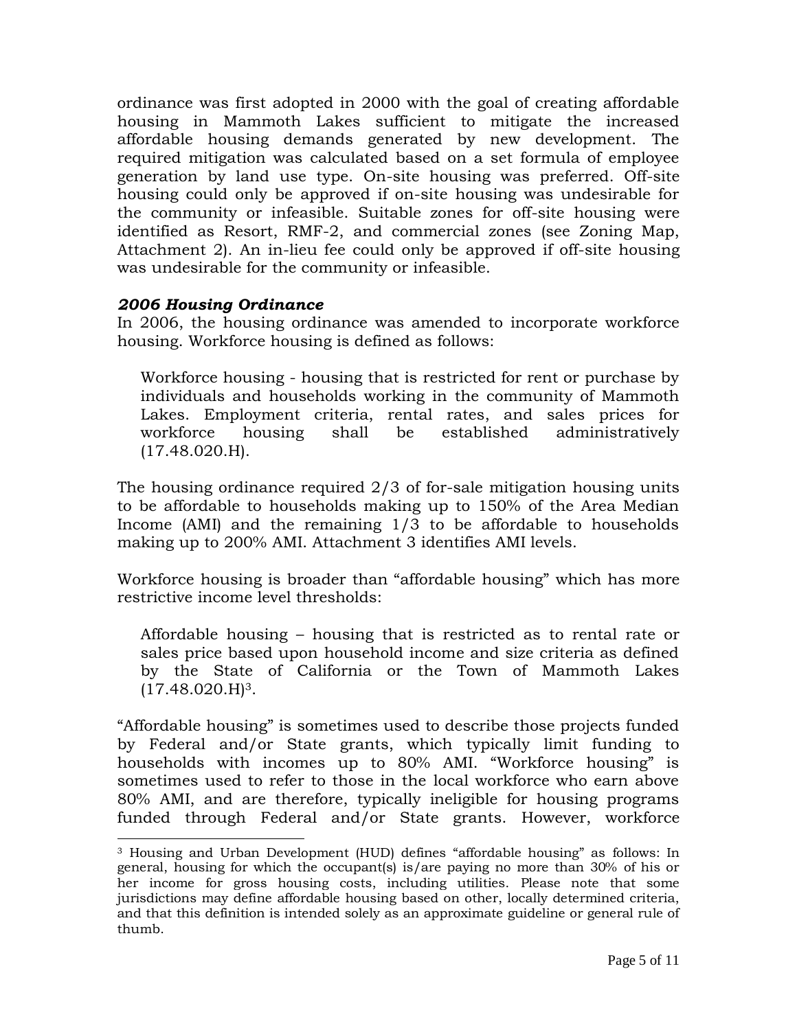ordinance was first adopted in 2000 with the goal of creating affordable housing in Mammoth Lakes sufficient to mitigate the increased affordable housing demands generated by new development. The required mitigation was calculated based on a set formula of employee generation by land use type. On-site housing was preferred. Off-site housing could only be approved if on-site housing was undesirable for the community or infeasible. Suitable zones for off-site housing were identified as Resort, RMF-2, and commercial zones (see Zoning Map, Attachment 2). An in-lieu fee could only be approved if off-site housing was undesirable for the community or infeasible.

### *2006 Housing Ordinance*

In 2006, the housing ordinance was amended to incorporate workforce housing. Workforce housing is defined as follows:

> Workforce housing - housing that is restricted for rent or purchase by individuals and households working in the community of Mammoth Lakes. Employment criteria, rental rates, and sales prices for workforce housing shall be established administratively (17.48.020.H).

The housing ordinance required 2/3 of for-sale mitigation housing units to be affordable to households making up to 150% of the Area Median Income (AMI) and the remaining 1/3 to be affordable to households making up to 200% AMI. Attachment 3 identifies AMI levels.

Workforce housing is broader than "affordable housing" which has more restrictive income level thresholds:

> Affordable housing – housing that is restricted as to rental rate or sales price based upon household income and size criteria as defined by the State of California or the Town of Mammoth Lakes (17.48.020.H)[3].

"Affordable housing" is sometimes used to describe those projects funded by Federal and/or State grants, which typically limit funding to households with incomes up to 80% AMI. "Workforce housing" is sometimes used to refer to those in the local workforce who earn above 80% AMI, and are therefore, typically ineligible for housing programs funded through Federal and/or State grants. However, workforce

---

[3] Housing and Urban Development (HUD) defines "affordable housing" as follows: In general, housing for which the occupant(s) is/are paying no more than 30% of his or her income for gross housing costs, including utilities. Please note that some jurisdictions may define affordable housing based on other, locally determined criteria, and that this definition is intended solely as an approximate guideline or general rule of thumb.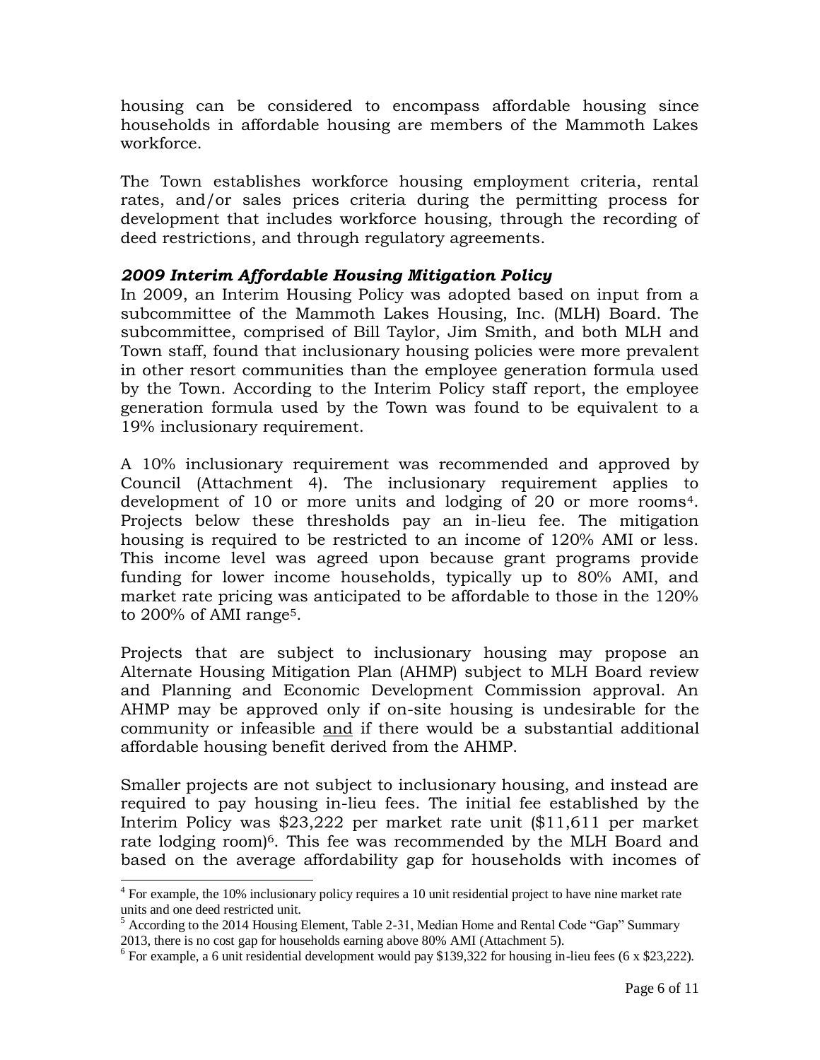housing can be considered to encompass affordable housing since households in affordable housing are members of the Mammoth Lakes workforce.

The Town establishes workforce housing employment criteria, rental rates, and/or sales prices criteria during the permitting process for development that includes workforce housing, through the recording of deed restrictions, and through regulatory agreements.

### *2009 Interim Affordable Housing Mitigation Policy*

In 2009, an Interim Housing Policy was adopted based on input from a subcommittee of the Mammoth Lakes Housing, Inc. (MLH) Board. The subcommittee, comprised of Bill Taylor, Jim Smith, and both MLH and Town staff, found that inclusionary housing policies were more prevalent in other resort communities than the employee generation formula used by the Town. According to the Interim Policy staff report, the employee generation formula used by the Town was found to be equivalent to a 19% inclusionary requirement.

A 10% inclusionary requirement was recommended and approved by Council (Attachment 4). The inclusionary requirement applies to development of 10 or more units and lodging of 20 or more rooms[4]. Projects below these thresholds pay an in-lieu fee. The mitigation housing is required to be restricted to an income of 120% AMI or less. This income level was agreed upon because grant programs provide funding for lower income households, typically up to 80% AMI, and market rate pricing was anticipated to be affordable to those in the 120% to 200% of AMI range[5].

Projects that are subject to inclusionary housing may propose an Alternate Housing Mitigation Plan (AHMP) subject to MLH Board review and Planning and Economic Development Commission approval. An AHMP may be approved only if on-site housing is undesirable for the community or infeasible <u>and</u> if there would be a substantial additional affordable housing benefit derived from the AHMP.

Smaller projects are not subject to inclusionary housing, and instead are required to pay housing in-lieu fees. The initial fee established by the Interim Policy was $23,222 per market rate unit ($11,611 per market rate lodging room)[6]. This fee was recommended by the MLH Board and based on the average affordability gap for households with incomes of

---

[4] For example, the 10% inclusionary policy requires a 10 unit residential project to have nine market rate units and one deed restricted unit.

[5] According to the 2014 Housing Element, Table 2-31, Median Home and Rental Code "Gap" Summary 2013, there is no cost gap for households earning above 80% AMI (Attachment 5).

[6] For example, a 6 unit residential development would pay $139,322 for housing in-lieu fees (6 x $23,222).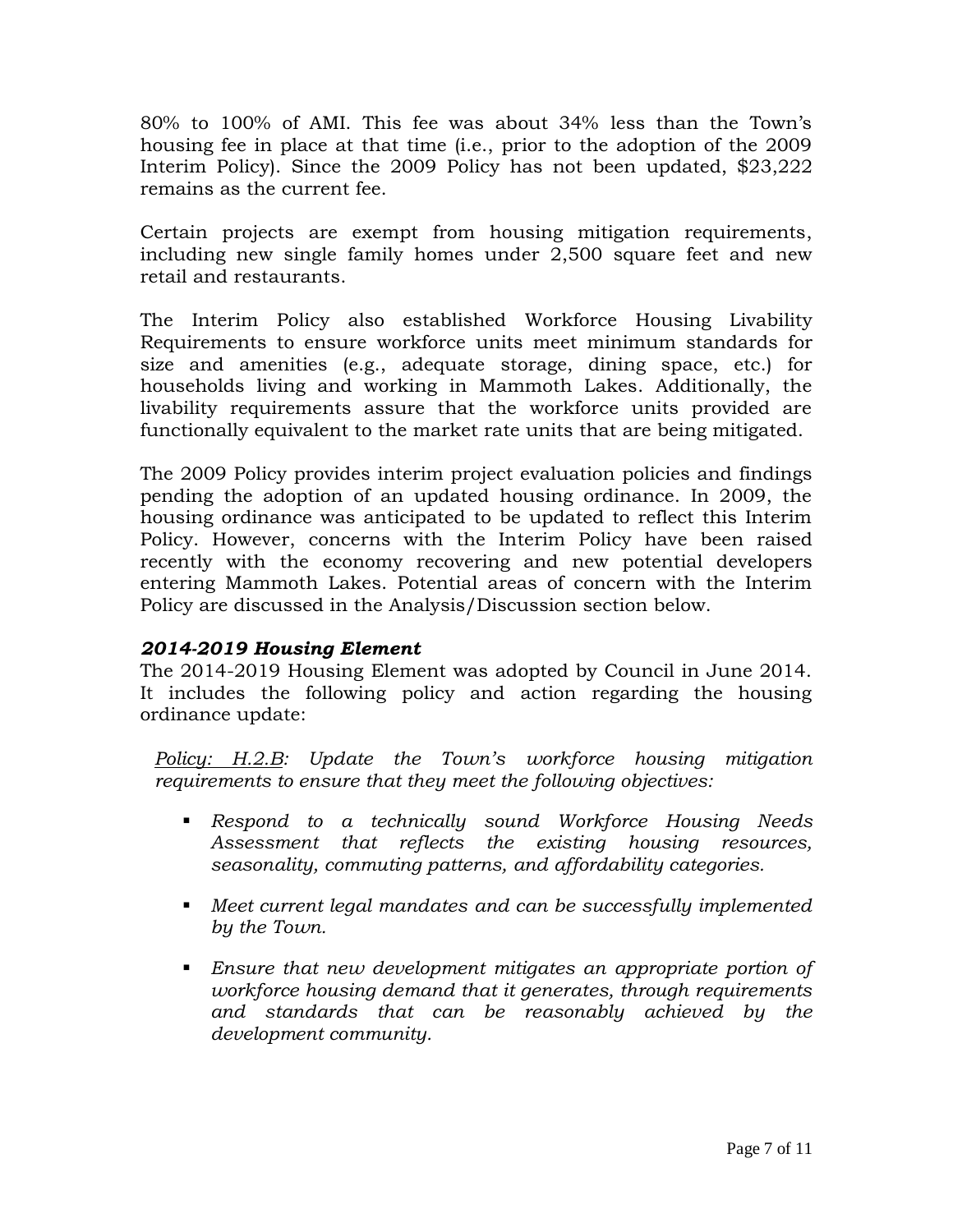80% to 100% of AMI. This fee was about 34% less than the Town's housing fee in place at that time (i.e., prior to the adoption of the 2009 Interim Policy). Since the 2009 Policy has not been updated, $23,222 remains as the current fee.

Certain projects are exempt from housing mitigation requirements, including new single family homes under 2,500 square feet and new retail and restaurants.

The Interim Policy also established Workforce Housing Livability Requirements to ensure workforce units meet minimum standards for size and amenities (e.g., adequate storage, dining space, etc.) for households living and working in Mammoth Lakes. Additionally, the livability requirements assure that the workforce units provided are functionally equivalent to the market rate units that are being mitigated.

The 2009 Policy provides interim project evaluation policies and findings pending the adoption of an updated housing ordinance. In 2009, the housing ordinance was anticipated to be updated to reflect this Interim Policy. However, concerns with the Interim Policy have been raised recently with the economy recovering and new potential developers entering Mammoth Lakes. Potential areas of concern with the Interim Policy are discussed in the Analysis/Discussion section below.

***2014-2019 Housing Element***

The 2014-2019 Housing Element was adopted by Council in June 2014. It includes the following policy and action regarding the housing ordinance update:

*Policy: H.2.B: Update the Town's workforce housing mitigation requirements to ensure that they meet the following objectives:*

- *Respond to a technically sound Workforce Housing Needs Assessment that reflects the existing housing resources, seasonality, commuting patterns, and affordability categories.*
- *Meet current legal mandates and can be successfully implemented by the Town.*
- *Ensure that new development mitigates an appropriate portion of workforce housing demand that it generates, through requirements and standards that can be reasonably achieved by the development community.*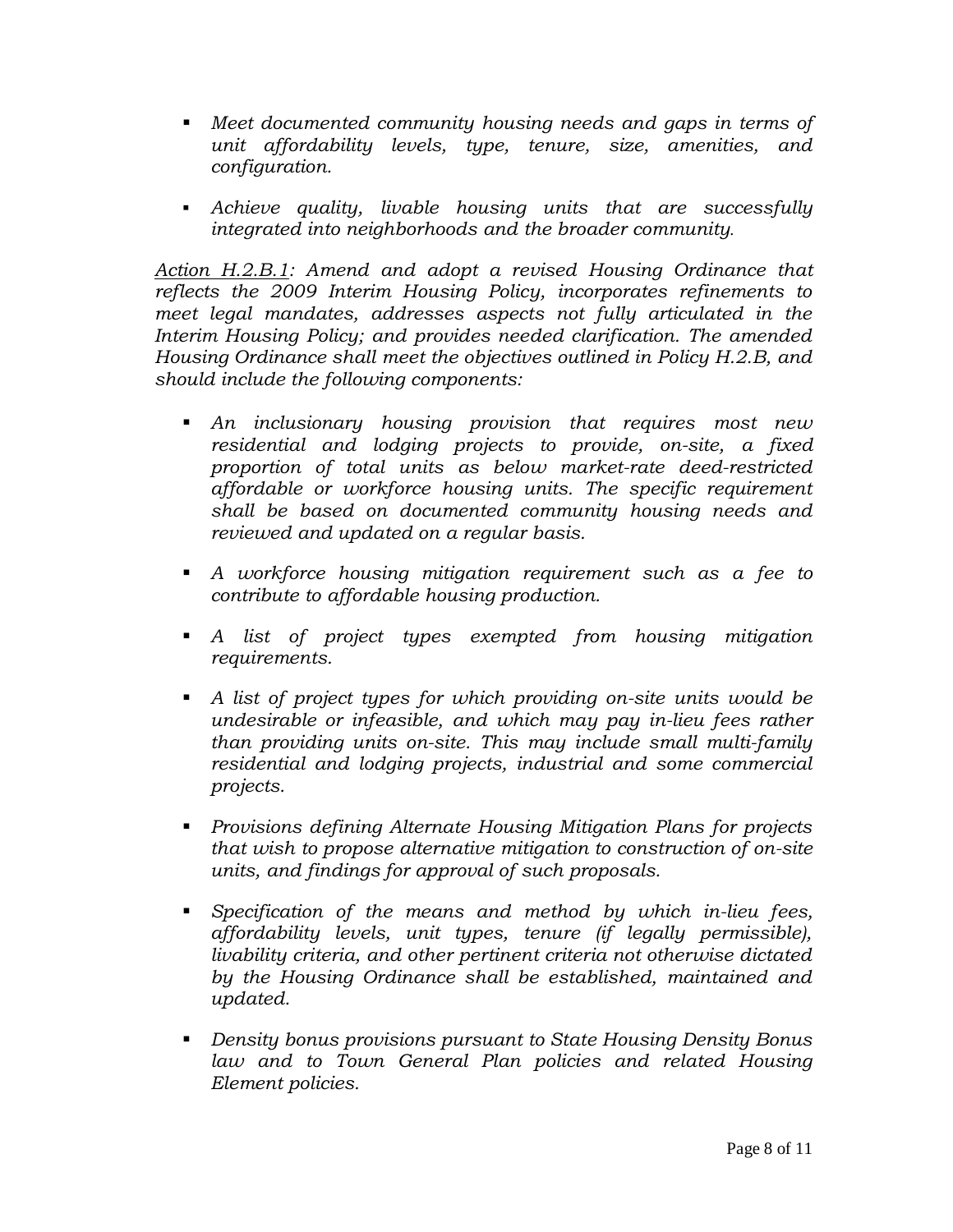- *Meet documented community housing needs and gaps in terms of unit affordability levels, type, tenure, size, amenities, and configuration.*

- *Achieve quality, livable housing units that are successfully integrated into neighborhoods and the broader community.*

*<u>Action H.2.B.1</u>: Amend and adopt a revised Housing Ordinance that reflects the 2009 Interim Housing Policy, incorporates refinements to meet legal mandates, addresses aspects not fully articulated in the Interim Housing Policy; and provides needed clarification. The amended Housing Ordinance shall meet the objectives outlined in Policy H.2.B, and should include the following components:*

- *An inclusionary housing provision that requires most new residential and lodging projects to provide, on-site, a fixed proportion of total units as below market-rate deed-restricted affordable or workforce housing units. The specific requirement shall be based on documented community housing needs and reviewed and updated on a regular basis.*

- *A workforce housing mitigation requirement such as a fee to contribute to affordable housing production.*

- *A list of project types exempted from housing mitigation requirements.*

- *A list of project types for which providing on-site units would be undesirable or infeasible, and which may pay in-lieu fees rather than providing units on-site. This may include small multi-family residential and lodging projects, industrial and some commercial projects.*

- *Provisions defining Alternate Housing Mitigation Plans for projects that wish to propose alternative mitigation to construction of on-site units, and findings for approval of such proposals.*

- *Specification of the means and method by which in-lieu fees, affordability levels, unit types, tenure (if legally permissible), livability criteria, and other pertinent criteria not otherwise dictated by the Housing Ordinance shall be established, maintained and updated.*

- *Density bonus provisions pursuant to State Housing Density Bonus law and to Town General Plan policies and related Housing Element policies.*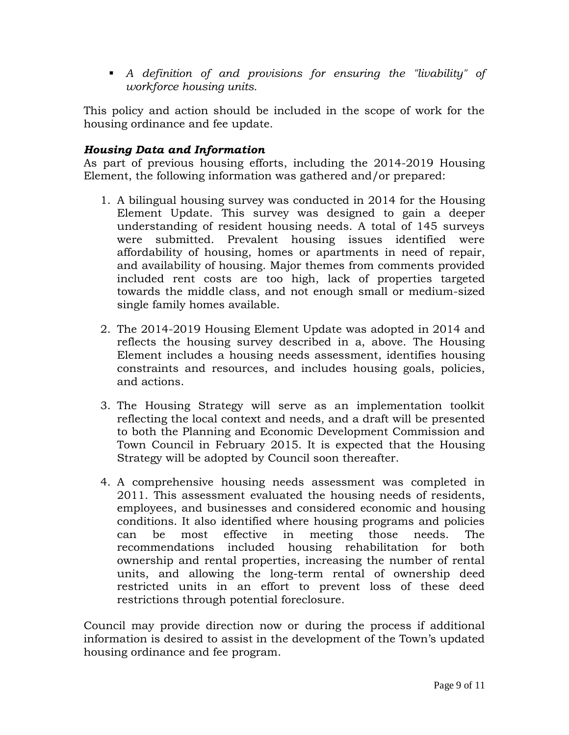- *A definition of and provisions for ensuring the "livability" of workforce housing units.*

This policy and action should be included in the scope of work for the housing ordinance and fee update.

***Housing Data and Information***

As part of previous housing efforts, including the 2014-2019 Housing Element, the following information was gathered and/or prepared:

1. A bilingual housing survey was conducted in 2014 for the Housing Element Update. This survey was designed to gain a deeper understanding of resident housing needs. A total of 145 surveys were submitted. Prevalent housing issues identified were affordability of housing, homes or apartments in need of repair, and availability of housing. Major themes from comments provided included rent costs are too high, lack of properties targeted towards the middle class, and not enough small or medium-sized single family homes available.

2. The 2014-2019 Housing Element Update was adopted in 2014 and reflects the housing survey described in a, above. The Housing Element includes a housing needs assessment, identifies housing constraints and resources, and includes housing goals, policies, and actions.

3. The Housing Strategy will serve as an implementation toolkit reflecting the local context and needs, and a draft will be presented to both the Planning and Economic Development Commission and Town Council in February 2015. It is expected that the Housing Strategy will be adopted by Council soon thereafter.

4. A comprehensive housing needs assessment was completed in 2011. This assessment evaluated the housing needs of residents, employees, and businesses and considered economic and housing conditions. It also identified where housing programs and policies can be most effective in meeting those needs. The recommendations included housing rehabilitation for both ownership and rental properties, increasing the number of rental units, and allowing the long-term rental of ownership deed restricted units in an effort to prevent loss of these deed restrictions through potential foreclosure.

Council may provide direction now or during the process if additional information is desired to assist in the development of the Town's updated housing ordinance and fee program.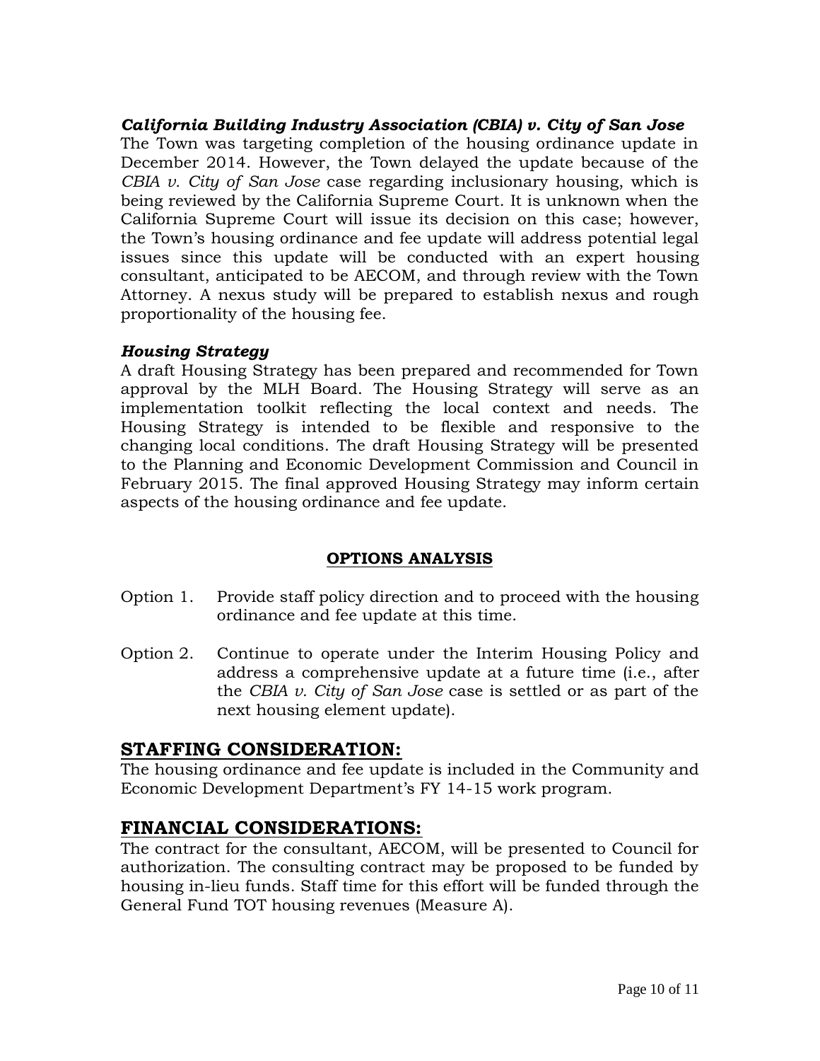***California Building Industry Association (CBIA) v. City of San Jose***

The Town was targeting completion of the housing ordinance update in December 2014. However, the Town delayed the update because of the *CBIA v. City of San Jose* case regarding inclusionary housing, which is being reviewed by the California Supreme Court. It is unknown when the California Supreme Court will issue its decision on this case; however, the Town's housing ordinance and fee update will address potential legal issues since this update will be conducted with an expert housing consultant, anticipated to be AECOM, and through review with the Town Attorney. A nexus study will be prepared to establish nexus and rough proportionality of the housing fee.

***Housing Strategy***

A draft Housing Strategy has been prepared and recommended for Town approval by the MLH Board. The Housing Strategy will serve as an implementation toolkit reflecting the local context and needs. The Housing Strategy is intended to be flexible and responsive to the changing local conditions. The draft Housing Strategy will be presented to the Planning and Economic Development Commission and Council in February 2015. The final approved Housing Strategy may inform certain aspects of the housing ordinance and fee update.

**OPTIONS ANALYSIS**

Option 1. Provide staff policy direction and to proceed with the housing ordinance and fee update at this time.

Option 2. Continue to operate under the Interim Housing Policy and address a comprehensive update at a future time (i.e., after the *CBIA v. City of San Jose* case is settled or as part of the next housing element update).

## STAFFING CONSIDERATION:

The housing ordinance and fee update is included in the Community and Economic Development Department's FY 14-15 work program.

## FINANCIAL CONSIDERATIONS:

The contract for the consultant, AECOM, will be presented to Council for authorization. The consulting contract may be proposed to be funded by housing in-lieu funds. Staff time for this effort will be funded through the General Fund TOT housing revenues (Measure A).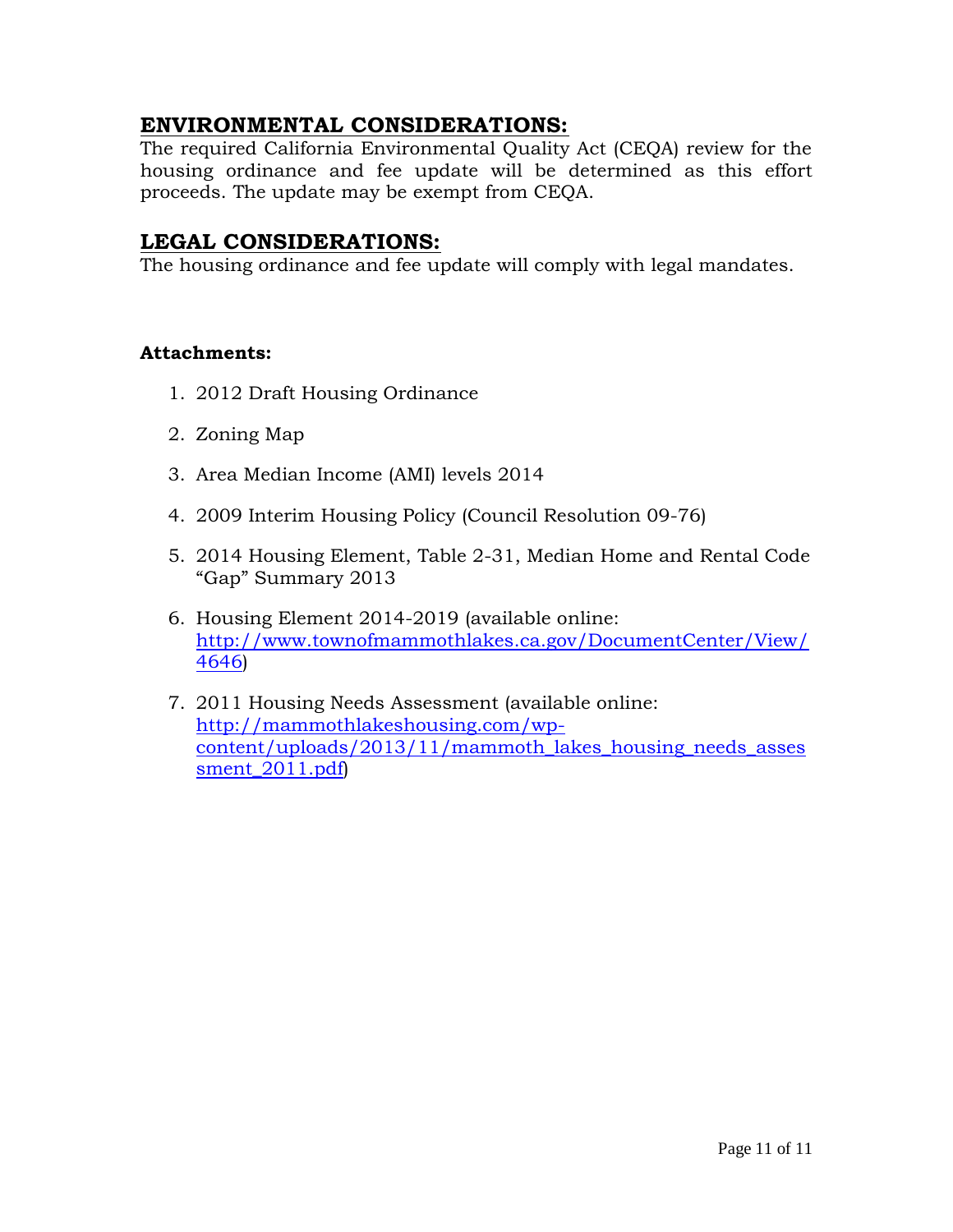## ENVIRONMENTAL CONSIDERATIONS:

The required California Environmental Quality Act (CEQA) review for the housing ordinance and fee update will be determined as this effort proceeds. The update may be exempt from CEQA.

## LEGAL CONSIDERATIONS:

The housing ordinance and fee update will comply with legal mandates.

**Attachments:**

1. 2012 Draft Housing Ordinance
2. Zoning Map
3. Area Median Income (AMI) levels 2014
4. 2009 Interim Housing Policy (Council Resolution 09-76)
5. 2014 Housing Element, Table 2-31, Median Home and Rental Code "Gap" Summary 2013
6. Housing Element 2014-2019 (available online: http://www.townofmammothlakes.ca.gov/DocumentCenter/View/4646)
7. 2011 Housing Needs Assessment (available online: http://mammothlakeshousing.com/wp-content/uploads/2013/11/mammoth_lakes_housing_needs_assessment_2011.pdf)